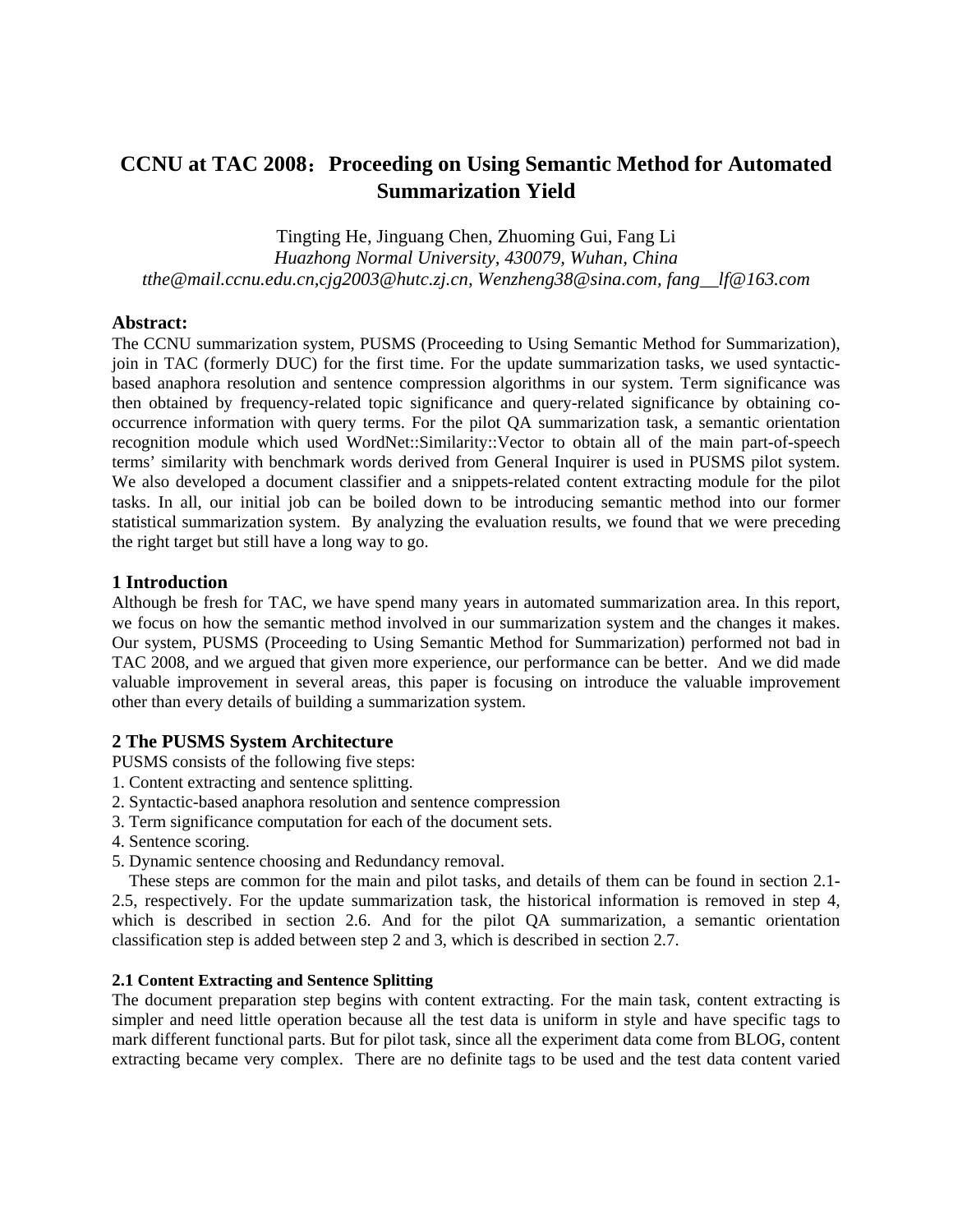# CCNU at TAC 2008：Proceeding on Using Semantic Method for Automated Summarization Yield

Tingting He, Jinguang Chen, Zhuoming Gui, Fang Li

*Huazhong Normal University, 430079, Wuhan, China*

*tthe@mail.ccnu.edu.cn,cjg2003@hutc.zj.cn, Wenzheng38@sina.com, fang__lf@163.com*

## Abstract:

The CCNU summarization system, PUSMS (Proceeding to Using Semantic Method for Summarization), join in TAC (formerly DUC) for the first time. For the update summarization tasks, we used syntactic-based anaphora resolution and sentence compression algorithms in our system. Term significance was then obtained by frequency-related topic significance and query-related significance by obtaining co-occurrence information with query terms. For the pilot QA summarization task, a semantic orientation recognition module which used WordNet::Similarity::Vector to obtain all of the main part-of-speech terms' similarity with benchmark words derived from General Inquirer is used in PUSMS pilot system. We also developed a document classifier and a snippets-related content extracting module for the pilot tasks. In all, our initial job can be boiled down to be introducing semantic method into our former statistical summarization system. By analyzing the evaluation results, we found that we were preceding the right target but still have a long way to go.

## 1 Introduction

Although be fresh for TAC, we have spend many years in automated summarization area. In this report, we focus on how the semantic method involved in our summarization system and the changes it makes. Our system, PUSMS (Proceeding to Using Semantic Method for Summarization) performed not bad in TAC 2008, and we argued that given more experience, our performance can be better. And we did made valuable improvement in several areas, this paper is focusing on introduce the valuable improvement other than every details of building a summarization system.

## 2 The PUSMS System Architecture

PUSMS consists of the following five steps:

1. Content extracting and sentence splitting.
2. Syntactic-based anaphora resolution and sentence compression
3. Term significance computation for each of the document sets.
4. Sentence scoring.
5. Dynamic sentence choosing and Redundancy removal.

These steps are common for the main and pilot tasks, and details of them can be found in section 2.1-2.5, respectively. For the update summarization task, the historical information is removed in step 4, which is described in section 2.6. And for the pilot QA summarization, a semantic orientation classification step is added between step 2 and 3, which is described in section 2.7.

### 2.1 Content Extracting and Sentence Splitting

The document preparation step begins with content extracting. For the main task, content extracting is simpler and need little operation because all the test data is uniform in style and have specific tags to mark different functional parts. But for pilot task, since all the experiment data come from BLOG, content extracting became very complex. There are no definite tags to be used and the test data content varied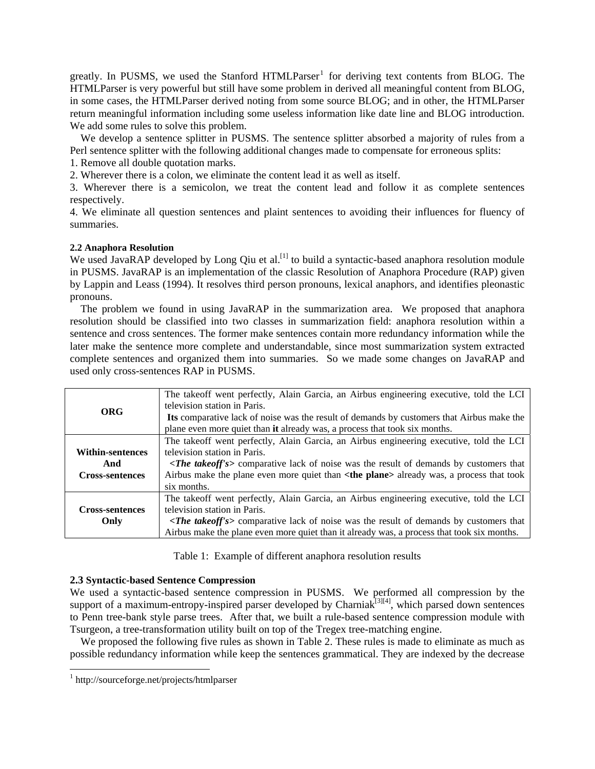greatly. In PUSMS, we used the Stanford HTMLParser[1] for deriving text contents from BLOG. The HTMLParser is very powerful but still have some problem in derived all meaningful content from BLOG, in some cases, the HTMLParser derived noting from some source BLOG; and in other, the HTMLParser return meaningful information including some useless information like date line and BLOG introduction. We add some rules to solve this problem.

We develop a sentence splitter in PUSMS. The sentence splitter absorbed a majority of rules from a Perl sentence splitter with the following additional changes made to compensate for erroneous splits:

1. Remove all double quotation marks.
2. Wherever there is a colon, we eliminate the content lead it as well as itself.
3. Wherever there is a semicolon, we treat the content lead and follow it as complete sentences respectively.
4. We eliminate all question sentences and plaint sentences to avoiding their influences for fluency of summaries.

#### 2.2 Anaphora Resolution

We used JavaRAP developed by Long Qiu et al.[1] to build a syntactic-based anaphora resolution module in PUSMS. JavaRAP is an implementation of the classic Resolution of Anaphora Procedure (RAP) given by Lappin and Leass (1994). It resolves third person pronouns, lexical anaphors, and identifies pleonastic pronouns.

The problem we found in using JavaRAP in the summarization area. We proposed that anaphora resolution should be classified into two classes in summarization field: anaphora resolution within a sentence and cross sentences. The former make sentences contain more redundancy information while the later make the sentence more complete and understandable, since most summarization system extracted complete sentences and organized them into summaries. So we made some changes on JavaRAP and used only cross-sentences RAP in PUSMS.

| | |
|---|---|
| **ORG** | The takeoff went perfectly, Alain Garcia, an Airbus engineering executive, told the LCI television station in Paris. **Its** comparative lack of noise was the result of demands by customers that Airbus make the plane even more quiet than **it** already was, a process that took six months. |
| **Within-sentences And Cross-sentences** | The takeoff went perfectly, Alain Garcia, an Airbus engineering executive, told the LCI television station in Paris. **<*The takeoff's*>** comparative lack of noise was the result of demands by customers that Airbus make the plane even more quiet than **<the plane>** already was, a process that took six months. |
| **Cross-sentences Only** | The takeoff went perfectly, Alain Garcia, an Airbus engineering executive, told the LCI television station in Paris. **<*The takeoff's*>** comparative lack of noise was the result of demands by customers that Airbus make the plane even more quiet than it already was, a process that took six months. |

Table 1: Example of different anaphora resolution results

#### 2.3 Syntactic-based Sentence Compression

We used a syntactic-based sentence compression in PUSMS. We performed all compression by the support of a maximum-entropy-inspired parser developed by Charniak[3][4], which parsed down sentences to Penn tree-bank style parse trees. After that, we built a rule-based sentence compression module with Tsurgeon, a tree-transformation utility built on top of the Tregex tree-matching engine.

We proposed the following five rules as shown in Table 2. These rules is made to eliminate as much as possible redundancy information while keep the sentences grammatical. They are indexed by the decrease

[1] http://sourceforge.net/projects/htmlparser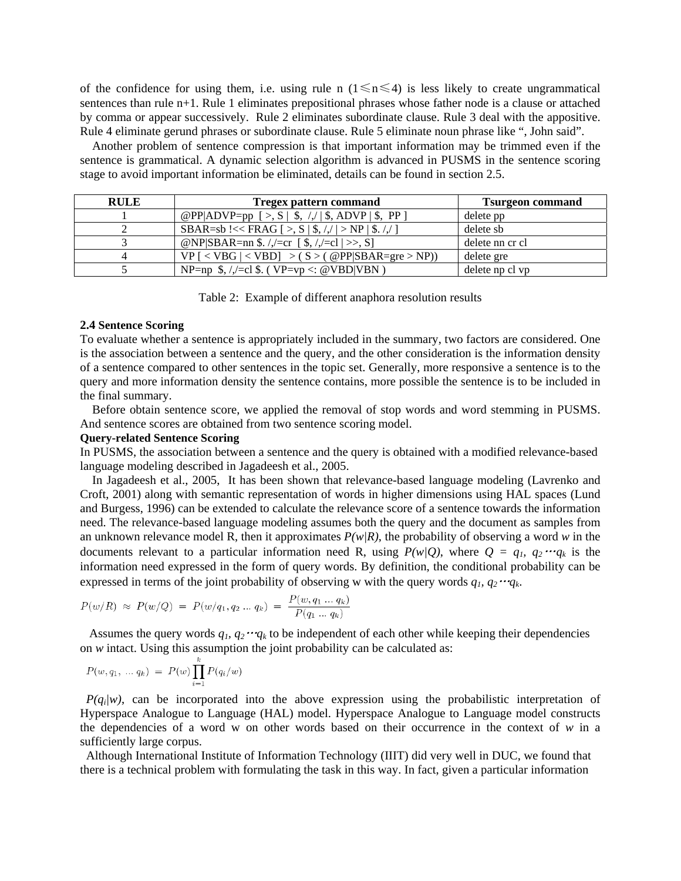of the confidence for using them, i.e. using rule n ($1 \leqslant n \leqslant 4$) is less likely to create ungrammatical sentences than rule n+1. Rule 1 eliminates prepositional phrases whose father node is a clause or attached by comma or appear successively. Rule 2 eliminates subordinate clause. Rule 3 deal with the appositive. Rule 4 eliminate gerund phrases or subordinate clause. Rule 5 eliminate noun phrase like ", John said".

Another problem of sentence compression is that important information may be trimmed even if the sentence is grammatical. A dynamic selection algorithm is advanced in PUSMS in the sentence scoring stage to avoid important information be eliminated, details can be found in section 2.5.

| RULE | Tregex pattern command | Tsurgeon command |
|---|---|---|
| 1 | @PP\|ADVP=pp [ >, S \| $, /,/ \| $, ADVP \| $, PP ] | delete pp |
| 2 | SBAR=sb !<< FRAG [ >, S \| $, /,/ \| > NP \| $. /,/ ] | delete sb |
| 3 | @NP\|SBAR=nn $. /,/=cr [ $, /,/=cl \| >>, S] | delete nn cr cl |
| 4 | VP [ < VBG \| < VBD] > ( S > ( @PP\|SBAR=gre > NP)) | delete gre |
| 5 | NP=np $, /,/=cl $. ( VP=vp <: @VBD\|VBN ) | delete np cl vp |

Table 2: Example of different anaphora resolution results

**2.4 Sentence Scoring**

To evaluate whether a sentence is appropriately included in the summary, two factors are considered. One is the association between a sentence and the query, and the other consideration is the information density of a sentence compared to other sentences in the topic set. Generally, more responsive a sentence is to the query and more information density the sentence contains, more possible the sentence is to be included in the final summary.

Before obtain sentence score, we applied the removal of stop words and word stemming in PUSMS. And sentence scores are obtained from two sentence scoring model.

**Query-related Sentence Scoring**

In PUSMS, the association between a sentence and the query is obtained with a modified relevance-based language modeling described in Jagadeesh et al., 2005.

In Jagadeesh et al., 2005, It has been shown that relevance-based language modeling (Lavrenko and Croft, 2001) along with semantic representation of words in higher dimensions using HAL spaces (Lund and Burgess, 1996) can be extended to calculate the relevance score of a sentence towards the information need. The relevance-based language modeling assumes both the query and the document as samples from an unknown relevance model R, then it approximates $P(w|R)$, the probability of observing a word $w$ in the documents relevant to a particular information need R, using $P(w|Q)$, where $Q = q_1, q_2 \cdots q_k$ is the information need expressed in the form of query words. By definition, the conditional probability can be expressed in terms of the joint probability of observing w with the query words $q_1, q_2 \cdots q_k$.

$$P(w/R) \approx P(w/Q) = P(w/q_1, q_2 \ldots q_k) = \frac{P(w, q_1 \ldots q_k)}{P(q_1 \ldots q_k)}$$

Assumes the query words $q_1, q_2 \cdots q_k$ to be independent of each other while keeping their dependencies on $w$ intact. Using this assumption the joint probability can be calculated as:

$$P(w, q_1, \ldots q_k) = P(w) \prod_{i=1}^{k} P(q_i/w)$$

$P(q_i|w)$, can be incorporated into the above expression using the probabilistic interpretation of Hyperspace Analogue to Language (HAL) model. Hyperspace Analogue to Language model constructs the dependencies of a word w on other words based on their occurrence in the context of $w$ in a sufficiently large corpus.

Although International Institute of Information Technology (IIIT) did very well in DUC, we found that there is a technical problem with formulating the task in this way. In fact, given a particular information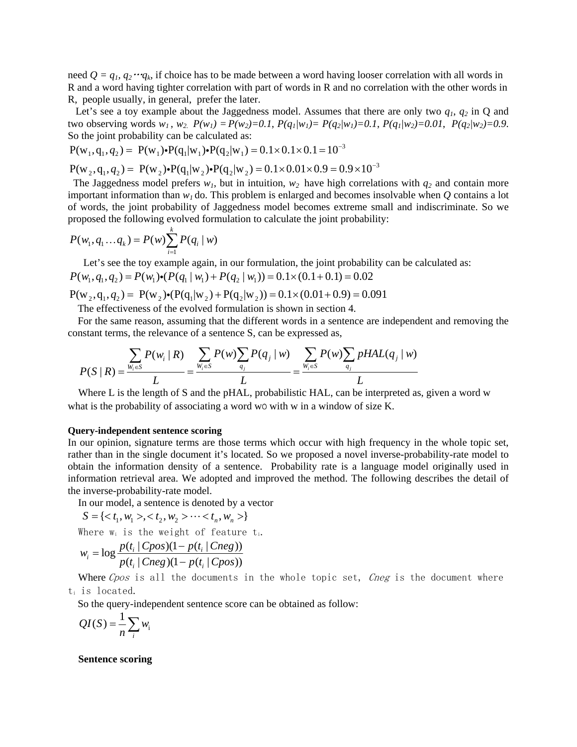need $Q = q_1, q_2 \cdots q_k$, if choice has to be made between a word having looser correlation with all words in R and a word having tighter correlation with part of words in R and no correlation with the other words in R, people usually, in general, prefer the later.

Let's see a toy example about the Jaggedness model. Assumes that there are only two $q_1$, $q_2$ in Q and two observing words $w_1$, $w_2$. $P(w_1) = P(w_2)=0.1$, $P(q_1|w_1)= P(q_2|w_1)=0.1$, $P(q_1|w_2)=0.01$, $P(q_2|w_2)=0.9$. So the joint probability can be calculated as:

$$\mathrm{P}(\mathrm{w}_1, \mathrm{q}_1, q_2) = \mathrm{P}(\mathrm{w}_1) \bullet \mathrm{P}(\mathrm{q}_1|\mathrm{w}_1) \bullet \mathrm{P}(\mathrm{q}_2|\mathrm{w}_1) = 0.1 \times 0.1 \times 0.1 = 10^{-3}$$

$$\mathrm{P}(\mathrm{w}_2, \mathrm{q}_1, q_2) = \mathrm{P}(\mathrm{w}_2) \bullet \mathrm{P}(\mathrm{q}_1|\mathrm{w}_2) \bullet \mathrm{P}(\mathrm{q}_2|\mathrm{w}_2) = 0.1 \times 0.01 \times 0.9 = 0.9 \times 10^{-3}$$

The Jaggedness model prefers $w_1$, but in intuition, $w_2$ have high correlations with $q_2$ and contain more important information than $w_1$ do. This problem is enlarged and becomes insolvable when $Q$ contains a lot of words, the joint probability of Jaggedness model becomes extreme small and indiscriminate. So we proposed the following evolved formulation to calculate the joint probability:

$$P(w_1, q_1 \ldots q_k) = P(w) \sum_{i=1}^{k} P(q_i \mid w)$$

Let's see the toy example again, in our formulation, the joint probability can be calculated as:

$$P(w_1, q_1, q_2) = P(w_1) \bullet (P(q_1 \mid w_1) + P(q_2 \mid w_1)) = 0.1 \times (0.1 + 0.1) = 0.02$$

$$\mathrm{P}(\mathrm{w}_2, \mathrm{q}_1, q_2) = \mathrm{P}(\mathrm{w}_2) \bullet (\mathrm{P}(\mathrm{q}_1|\mathrm{w}_2) + \mathrm{P}(\mathrm{q}_2|\mathrm{w}_2)) = 0.1 \times (0.01 + 0.9) = 0.091$$

The effectiveness of the evolved formulation is shown in section 4.

For the same reason, assuming that the different words in a sentence are independent and removing the constant terms, the relevance of a sentence S, can be expressed as,

$$P(S \mid R) = \frac{\sum_{W_i \in S} P(w_i \mid R)}{L} = \frac{\sum_{W_i \in S} P(w) \sum_{q_j} P(q_j \mid w)}{L} = \frac{\sum_{W_i \in S} P(w) \sum_{q_j} pHAL(q_j \mid w)}{L}$$

Where L is the length of S and the pHAL, probabilistic HAL, can be interpreted as, given a word w what is the probability of associating a word wO with w in a window of size K.

**Query-independent sentence scoring**

In our opinion, signature terms are those terms which occur with high frequency in the whole topic set, rather than in the single document it's located. So we proposed a novel inverse-probability-rate model to obtain the information density of a sentence. Probability rate is a language model originally used in information retrieval area. We adopted and improved the method. The following describes the detail of the inverse-probability-rate model.

In our model, a sentence is denoted by a vector

$$S = \{<t_1, w_1>, <t_2, w_2> \cdots <t_n, w_n>\}$$

Where $w_i$ is the weight of feature $t_i$.

$$w_i = \log \frac{p(t_i \mid Cpos)(1 - p(t_i \mid Cneg))}{p(t_i \mid Cneg)(1 - p(t_i \mid Cpos))}$$

Where *Cpos* is all the documents in the whole topic set, *Cneg* is the document where $t_i$ is located.

So the query-independent sentence score can be obtained as follow:

$$QI(S) = \frac{1}{n} \sum_i w_i$$

**Sentence scoring**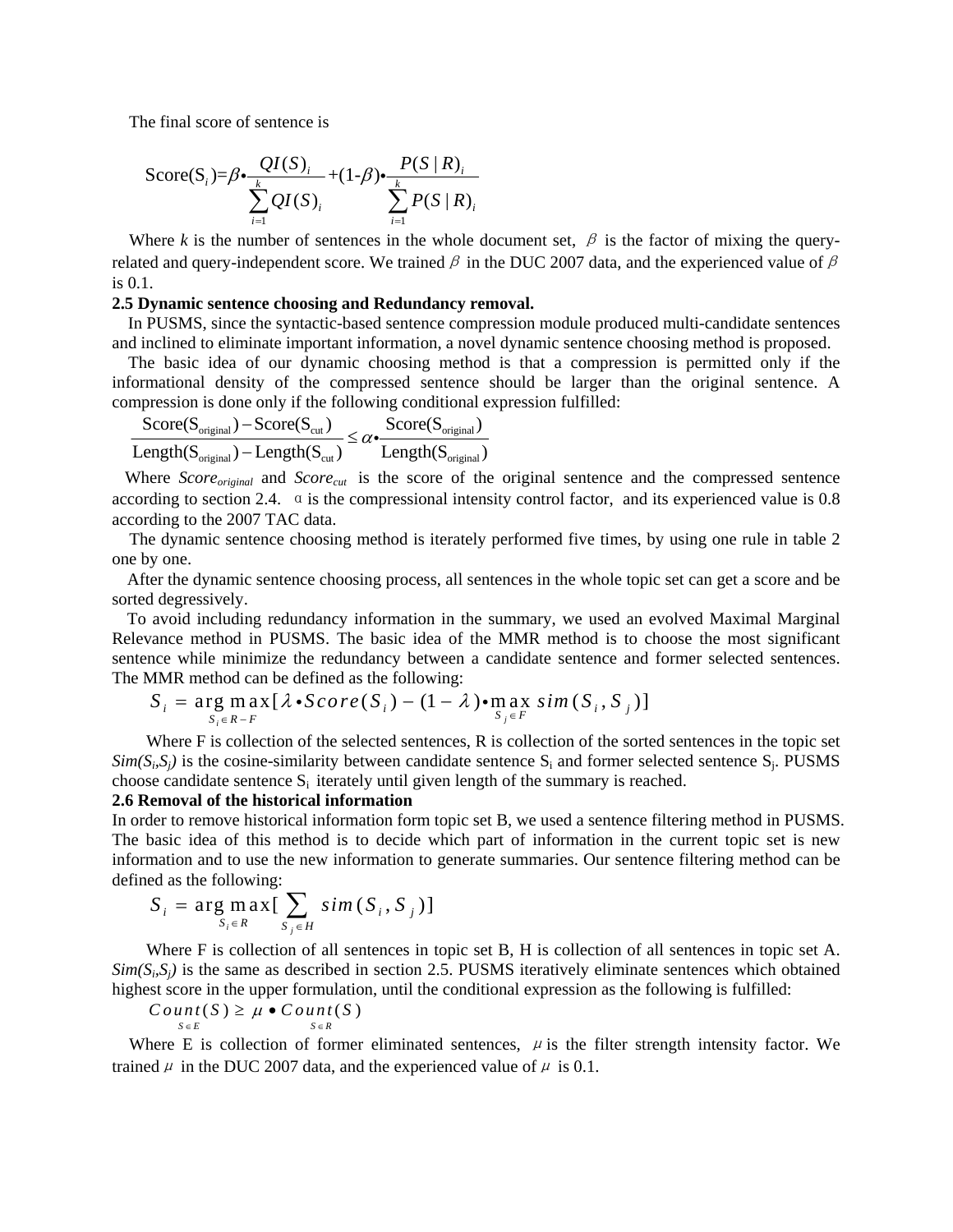The final score of sentence is

$$\text{Score}(S_i)=\beta\bullet\frac{QI(S)_i}{\sum_{i=1}^{k}QI(S)_i}+(1\text{-}\beta)\bullet\frac{P(S\mid R)_i}{\sum_{i=1}^{k}P(S\mid R)_i}$$

Where *k* is the number of sentences in the whole document set, $\beta$ is the factor of mixing the query-related and query-independent score. We trained $\beta$ in the DUC 2007 data, and the experienced value of $\beta$ is 0.1.

**2.5 Dynamic sentence choosing and Redundancy removal.**

In PUSMS, since the syntactic-based sentence compression module produced multi-candidate sentences and inclined to eliminate important information, a novel dynamic sentence choosing method is proposed.

The basic idea of our dynamic choosing method is that a compression is permitted only if the informational density of the compressed sentence should be larger than the original sentence. A compression is done only if the following conditional expression fulfilled:

$$\frac{\text{Score}(S_{\text{original}})-\text{Score}(S_{\text{cut}})}{\text{Length}(S_{\text{original}})-\text{Length}(S_{\text{cut}})}\leq\alpha\bullet\frac{\text{Score}(S_{\text{original}})}{\text{Length}(S_{\text{original}})}$$

Where $Score_{original}$ and $Score_{cut}$ is the score of the original sentence and the compressed sentence according to section 2.4. $\alpha$ is the compressional intensity control factor, and its experienced value is 0.8 according to the 2007 TAC data.

The dynamic sentence choosing method is iterately performed five times, by using one rule in table 2 one by one.

After the dynamic sentence choosing process, all sentences in the whole topic set can get a score and be sorted degressively.

To avoid including redundancy information in the summary, we used an evolved Maximal Marginal Relevance method in PUSMS. The basic idea of the MMR method is to choose the most significant sentence while minimize the redundancy between a candidate sentence and former selected sentences. The MMR method can be defined as the following:

$$S_i=\arg\max_{S_i\in R-F}[\lambda\bullet Score(S_i)-(1-\lambda)\bullet\max_{S_j\in F} sim(S_i,S_j)]$$

Where F is collection of the selected sentences, R is collection of the sorted sentences in the topic set $Sim(S_i,S_j)$ is the cosine-similarity between candidate sentence $S_i$ and former selected sentence $S_j$. PUSMS choose candidate sentence $S_i$ iterately until given length of the summary is reached.

**2.6 Removal of the historical information**

In order to remove historical information form topic set B, we used a sentence filtering method in PUSMS. The basic idea of this method is to decide which part of information in the current topic set is new information and to use the new information to generate summaries. Our sentence filtering method can be defined as the following:

$$S_i=\arg\max_{S_i\in R}[\sum_{S_j\in H} sim(S_i,S_j)]$$

Where F is collection of all sentences in topic set B, H is collection of all sentences in topic set A. $Sim(S_i,S_j)$ is the same as described in section 2.5. PUSMS iteratively eliminate sentences which obtained highest score in the upper formulation, until the conditional expression as the following is fulfilled:

$$\underset{S\in E}{Count}(S)\geq\mu\bullet\underset{S\in R}{Count}(S)$$

Where E is collection of former eliminated sentences, $\mu$ is the filter strength intensity factor. We trained $\mu$ in the DUC 2007 data, and the experienced value of $\mu$ is 0.1.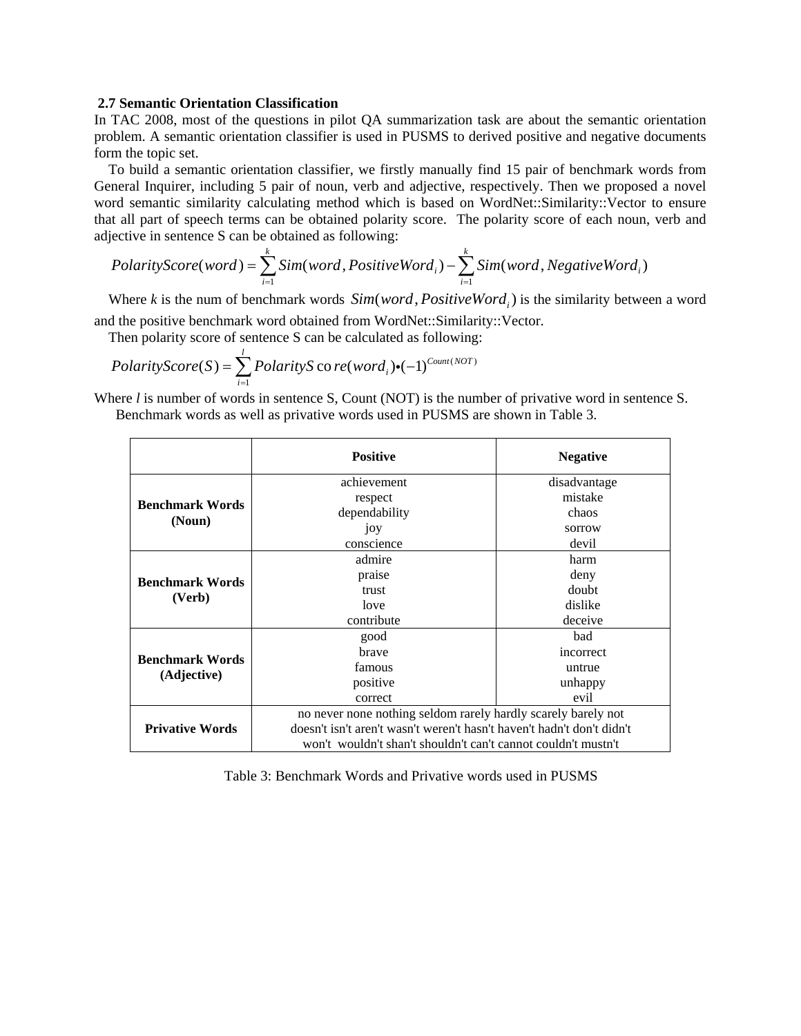### 2.7 Semantic Orientation Classification

In TAC 2008, most of the questions in pilot QA summarization task are about the semantic orientation problem. A semantic orientation classifier is used in PUSMS to derived positive and negative documents form the topic set.

To build a semantic orientation classifier, we firstly manually find 15 pair of benchmark words from General Inquirer, including 5 pair of noun, verb and adjective, respectively. Then we proposed a novel word semantic similarity calculating method which is based on WordNet::Similarity::Vector to ensure that all part of speech terms can be obtained polarity score. The polarity score of each noun, verb and adjective in sentence S can be obtained as following:

$$PolarityScore(word) = \sum_{i=1}^{k} Sim(word, PositiveWord_i) - \sum_{i=1}^{k} Sim(word, NegativeWord_i)$$

Where $k$ is the num of benchmark words $Sim(word, PositiveWord_i)$ is the similarity between a word and the positive benchmark word obtained from WordNet::Similarity::Vector.

Then polarity score of sentence S can be calculated as following:

$$PolarityScore(S) = \sum_{i=1}^{l} PolarityScore(word_i) \bullet (-1)^{Count(NOT)}$$

Where $l$ is number of words in sentence S, Count (NOT) is the number of privative word in sentence S.

Benchmark words as well as privative words used in PUSMS are shown in Table 3.

| | **Positive** | **Negative** |
|---|---|---|
| **Benchmark Words (Noun)** | achievement<br>respect<br>dependability<br>joy<br>conscience | disadvantage<br>mistake<br>chaos<br>sorrow<br>devil |
| **Benchmark Words (Verb)** | admire<br>praise<br>trust<br>love<br>contribute | harm<br>deny<br>doubt<br>dislike<br>deceive |
| **Benchmark Words (Adjective)** | good<br>brave<br>famous<br>positive<br>correct | bad<br>incorrect<br>untrue<br>unhappy<br>evil |
| **Privative Words** | no never none nothing seldom rarely hardly scarely barely not doesn't isn't aren't wasn't weren't hasn't haven't hadn't don't didn't won't wouldn't shan't shouldn't can't cannot couldn't mustn't | |

Table 3: Benchmark Words and Privative words used in PUSMS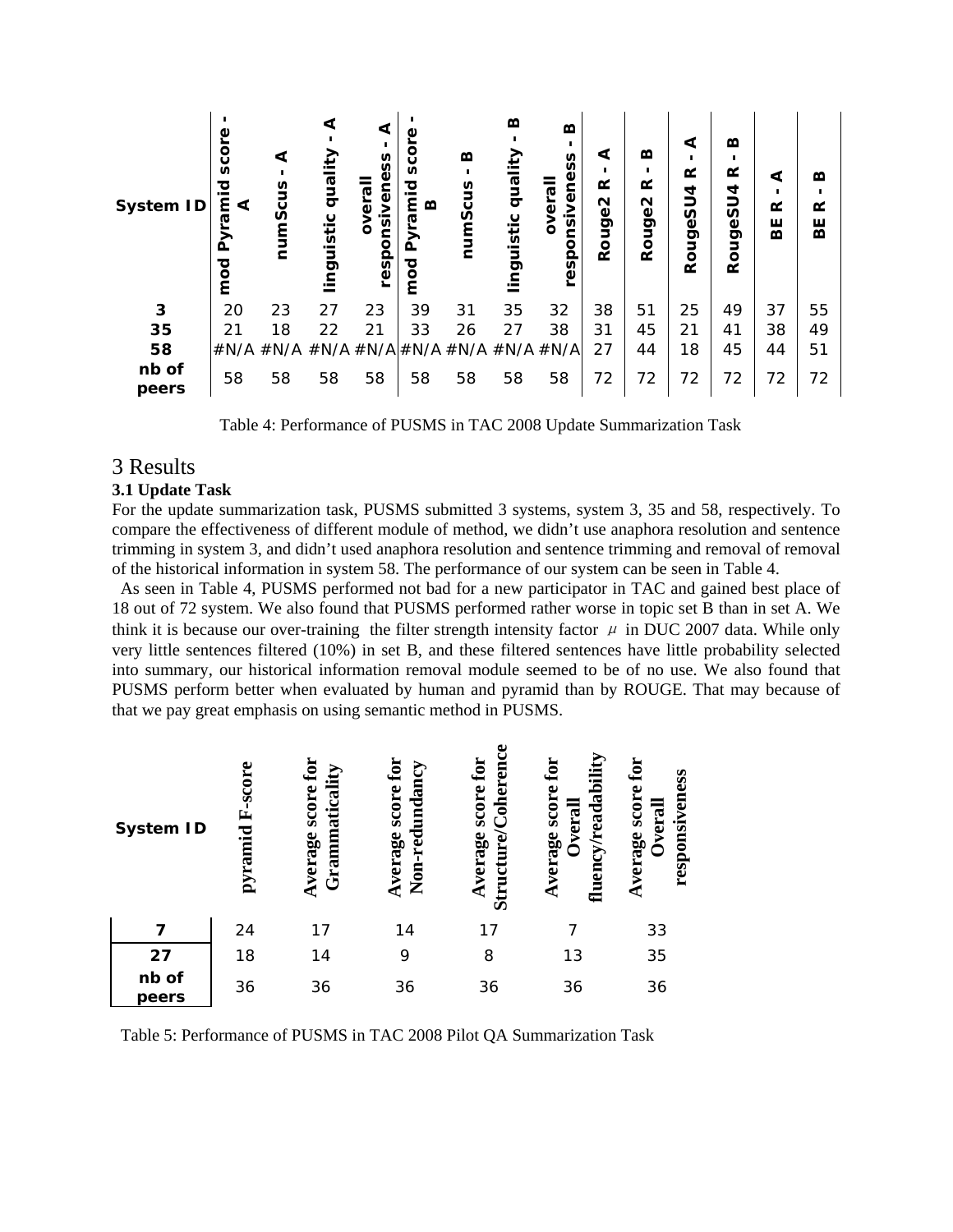| System ID | mod Pyramid score - A | numScus - A | linguistic quality - A | overall responsiveness - A | mod Pyramid score - B | numScus - B | linguistic quality - B | overall responsiveness - B | Rouge2 R - A | Rouge2 R - B | RougeSU4 R - A | RougeSU4 R - B | BE R - A | BE R - B |
|---|---|---|---|---|---|---|---|---|---|---|---|---|---|---|
| 3 | 20 | 23 | 27 | 23 | 39 | 31 | 35 | 32 | 38 | 51 | 25 | 49 | 37 | 55 |
| 35 | 21 | 18 | 22 | 21 | 33 | 26 | 27 | 38 | 31 | 45 | 21 | 41 | 38 | 49 |
| 58 | #N/A | #N/A | #N/A | #N/A | #N/A | #N/A | #N/A | #N/A | 27 | 44 | 18 | 45 | 44 | 51 |
| nb of peers | 58 | 58 | 58 | 58 | 58 | 58 | 58 | 58 | 72 | 72 | 72 | 72 | 72 | 72 |

Table 4: Performance of PUSMS in TAC 2008 Update Summarization Task

# 3 Results

### 3.1 Update Task

For the update summarization task, PUSMS submitted 3 systems, system 3, 35 and 58, respectively. To compare the effectiveness of different module of method, we didn't use anaphora resolution and sentence trimming in system 3, and didn't used anaphora resolution and sentence trimming and removal of removal of the historical information in system 58. The performance of our system can be seen in Table 4.

As seen in Table 4, PUSMS performed not bad for a new participator in TAC and gained best place of 18 out of 72 system. We also found that PUSMS performed rather worse in topic set B than in set A. We think it is because our over-training the filter strength intensity factor $\mu$ in DUC 2007 data. While only very little sentences filtered (10%) in set B, and these filtered sentences have little probability selected into summary, our historical information removal module seemed to be of no use. We also found that PUSMS perform better when evaluated by human and pyramid than by ROUGE. That may because of that we pay great emphasis on using semantic method in PUSMS.

| System ID | pyramid F-score | Average score for Grammaticality | Average score for Non-redundancy | Average score for Structure/Coherence | Average score for Overall fluency/readability | Average score for Overall responsiveness |
|---|---|---|---|---|---|---|
| 7 | 24 | 17 | 14 | 17 | 7 | 33 |
| 27 | 18 | 14 | 9 | 8 | 13 | 35 |
| nb of peers | 36 | 36 | 36 | 36 | 36 | 36 |

Table 5: Performance of PUSMS in TAC 2008 Pilot QA Summarization Task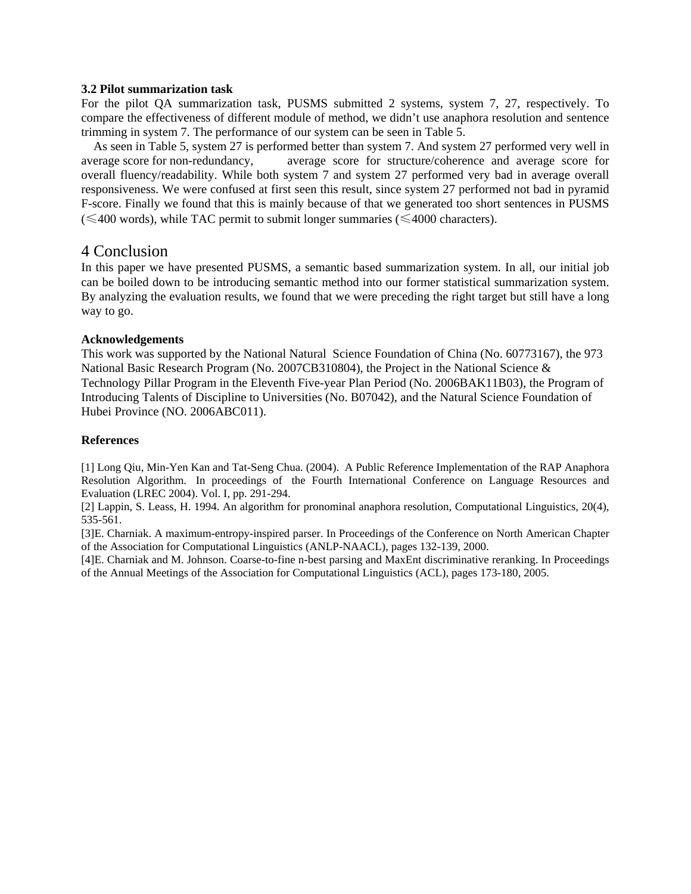### 3.2 Pilot summarization task

For the pilot QA summarization task, PUSMS submitted 2 systems, system 7, 27, respectively. To compare the effectiveness of different module of method, we didn't use anaphora resolution and sentence trimming in system 7. The performance of our system can be seen in Table 5.

As seen in Table 5, system 27 is performed better than system 7. And system 27 performed very well in average score for non-redundancy, average score for structure/coherence and average score for overall fluency/readability. While both system 7 and system 27 performed very bad in average overall responsiveness. We were confused at first seen this result, since system 27 performed not bad in pyramid F-score. Finally we found that this is mainly because of that we generated too short sentences in PUSMS (≤400 words), while TAC permit to submit longer summaries (≤4000 characters).

# 4 Conclusion

In this paper we have presented PUSMS, a semantic based summarization system. In all, our initial job can be boiled down to be introducing semantic method into our former statistical summarization system. By analyzing the evaluation results, we found that we were preceding the right target but still have a long way to go.

### Acknowledgements

This work was supported by the National Natural Science Foundation of China (No. 60773167), the 973 National Basic Research Program (No. 2007CB310804), the Project in the National Science & Technology Pillar Program in the Eleventh Five-year Plan Period (No. 2006BAK11B03), the Program of Introducing Talents of Discipline to Universities (No. B07042), and the Natural Science Foundation of Hubei Province (NO. 2006ABC011).

### References

[1] Long Qiu, Min-Yen Kan and Tat-Seng Chua. (2004). A Public Reference Implementation of the RAP Anaphora Resolution Algorithm. In proceedings of the Fourth International Conference on Language Resources and Evaluation (LREC 2004). Vol. I, pp. 291-294.

[2] Lappin, S. Leass, H. 1994. An algorithm for pronominal anaphora resolution, Computational Linguistics, 20(4), 535-561.

[3]E. Charniak. A maximum-entropy-inspired parser. In Proceedings of the Conference on North American Chapter of the Association for Computational Linguistics (ANLP-NAACL), pages 132-139, 2000.

[4]E. Charniak and M. Johnson. Coarse-to-fine n-best parsing and MaxEnt discriminative reranking. In Proceedings of the Annual Meetings of the Association for Computational Linguistics (ACL), pages 173-180, 2005.